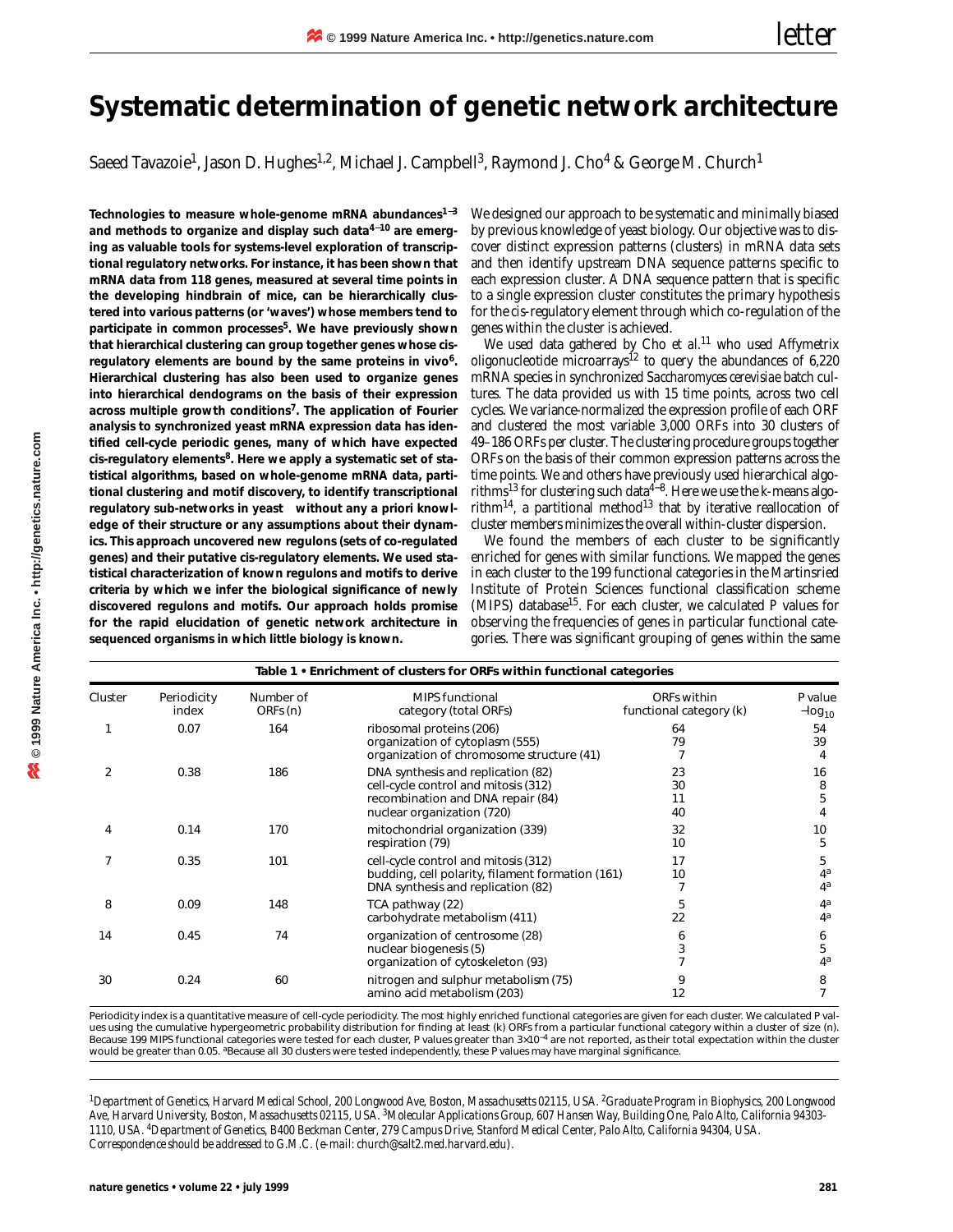# Systematic determination of genetic network architecture

Saeed Tavazoie[1], Jason D. Hughes[1,2], Michael J. Campbell[3], Raymond J. Cho[4] & George M. Church[1]

**Technologies to measure whole-genome mRNA abundances[1–3] and methods to organize and display such data[4–10] are emerging as valuable tools for systems-level exploration of transcriptional regulatory networks. For instance, it has been shown that mRNA data from 118 genes, measured at several time points in the developing hindbrain of mice, can be hierarchically clustered into various patterns (or 'waves') whose members tend to participate in common processes[5]. We have previously shown that hierarchical clustering can group together genes whose cis-regulatory elements are bound by the same proteins in vivo[6]. Hierarchical clustering has also been used to organize genes into hierarchical dendograms on the basis of their expression across multiple growth conditions[7]. The application of Fourier analysis to synchronized yeast mRNA expression data has identified cell-cycle periodic genes, many of which have expected cis-regulatory elements[8]. Here we apply a systematic set of statistical algorithms, based on whole-genome mRNA data, partitional clustering and motif discovery, to identify transcriptional regulatory sub-networks in yeast without any a priori knowledge of their structure or any assumptions about their dynamics. This approach uncovered new regulons (sets of co-regulated genes) and their putative cis-regulatory elements. We used statistical characterization of known regulons and motifs to derive criteria by which we infer the biological significance of newly discovered regulons and motifs. Our approach holds promise for the rapid elucidation of genetic network architecture in sequenced organisms in which little biology is known.**

We designed our approach to be systematic and minimally biased by previous knowledge of yeast biology. Our objective was to discover distinct expression patterns (clusters) in mRNA data sets and then identify upstream DNA sequence patterns specific to each expression cluster. A DNA sequence pattern that is specific to a single expression cluster constitutes the primary hypothesis for the cis-regulatory element through which co-regulation of the genes within the cluster is achieved.

We used data gathered by Cho *et al.*[11] who used Affymetrix oligonucleotide microarrays[12] to query the abundances of 6,220 mRNA species in synchronized *Saccharomyces cerevisiae* batch cultures. The data provided us with 15 time points, across two cell cycles. We variance-normalized the expression profile of each ORF and clustered the most variable 3,000 ORFs into 30 clusters of 49–186 ORFs per cluster. The clustering procedure groups together ORFs on the basis of their common expression patterns across the time points. We and others have previously used hierarchical algorithms[13] for clustering such data[4–8]. Here we use the *k*-means algorithm[14], a partitional method[13] that by iterative reallocation of cluster members minimizes the overall within-cluster dispersion.

We found the members of each cluster to be significantly enriched for genes with similar functions. We mapped the genes in each cluster to the 199 functional categories in the Martinsried Institute of Protein Sciences functional classification scheme (MIPS) database[15]. For each cluster, we calculated *P* values for observing the frequencies of genes in particular functional categories. There was significant grouping of genes within the same

**Table 1 • Enrichment of clusters for ORFs within functional categories**

| Cluster | Periodicity index | Number of ORFs (n) | MIPS functional category (total ORFs) | ORFs within functional category (k) | P value $-\log_{10}$ |
|---|---|---|---|---|---|
| 1 | 0.07 | 164 | ribosomal proteins (206) | 64 | 54 |
| | | | organization of cytoplasm (555) | 79 | 39 |
| | | | organization of chromosome structure (41) | 7 | 4 |
| 2 | 0.38 | 186 | DNA synthesis and replication (82) | 23 | 16 |
| | | | cell-cycle control and mitosis (312) | 30 | 8 |
| | | | recombination and DNA repair (84) | 11 | 5 |
| | | | nuclear organization (720) | 40 | 4 |
| 4 | 0.14 | 170 | mitochondrial organization (339) | 32 | 10 |
| | | | respiration (79) | 10 | 5 |
| 7 | 0.35 | 101 | cell-cycle control and mitosis (312) | 17 | 5 |
| | | | budding, cell polarity, filament formation (161) | 10 | 4[a] |
| | | | DNA synthesis and replication (82) | 7 | 4[a] |
| 8 | 0.09 | 148 | TCA pathway (22) | 5 | 4[a] |
| | | | carbohydrate metabolism (411) | 22 | 4[a] |
| 14 | 0.45 | 74 | organization of centrosome (28) | 6 | 6 |
| | | | nuclear biogenesis (5) | 3 | 5 |
| | | | organization of cytoskeleton (93) | 7 | 4[a] |
| 30 | 0.24 | 60 | nitrogen and sulphur metabolism (75) | 9 | 8 |
| | | | amino acid metabolism (203) | 12 | 7 |

Periodicity index is a quantitative measure of cell-cycle periodicity. The most highly enriched functional categories are given for each cluster. We calculated *P* values using the cumulative hypergeometric probability distribution for finding at least (k) ORFs from a particular functional category within a cluster of size (n). Because 199 MIPS functional categories were tested for each cluster, *P* values greater than $3\times10^{-4}$ are not reported, as their total expectation within the cluster would be greater than 0.05. [a]Because all 30 clusters were tested independently, these *P* values may have marginal significance.

[1]*Department of Genetics, Harvard Medical School, 200 Longwood Ave, Boston, Massachusetts 02115, USA.* [2]*Graduate Program in Biophysics, 200 Longwood Ave, Harvard University, Boston, Massachusetts 02115, USA.* [3]*Molecular Applications Group, 607 Hansen Way, Building One, Palo Alto, California 94303-1110, USA.* [4]*Department of Genetics, B400 Beckman Center, 279 Campus Drive, Stanford Medical Center, Palo Alto, California 94304, USA. Correspondence should be addressed to G.M.C. (e-mail: church@salt2.med.harvard.edu).*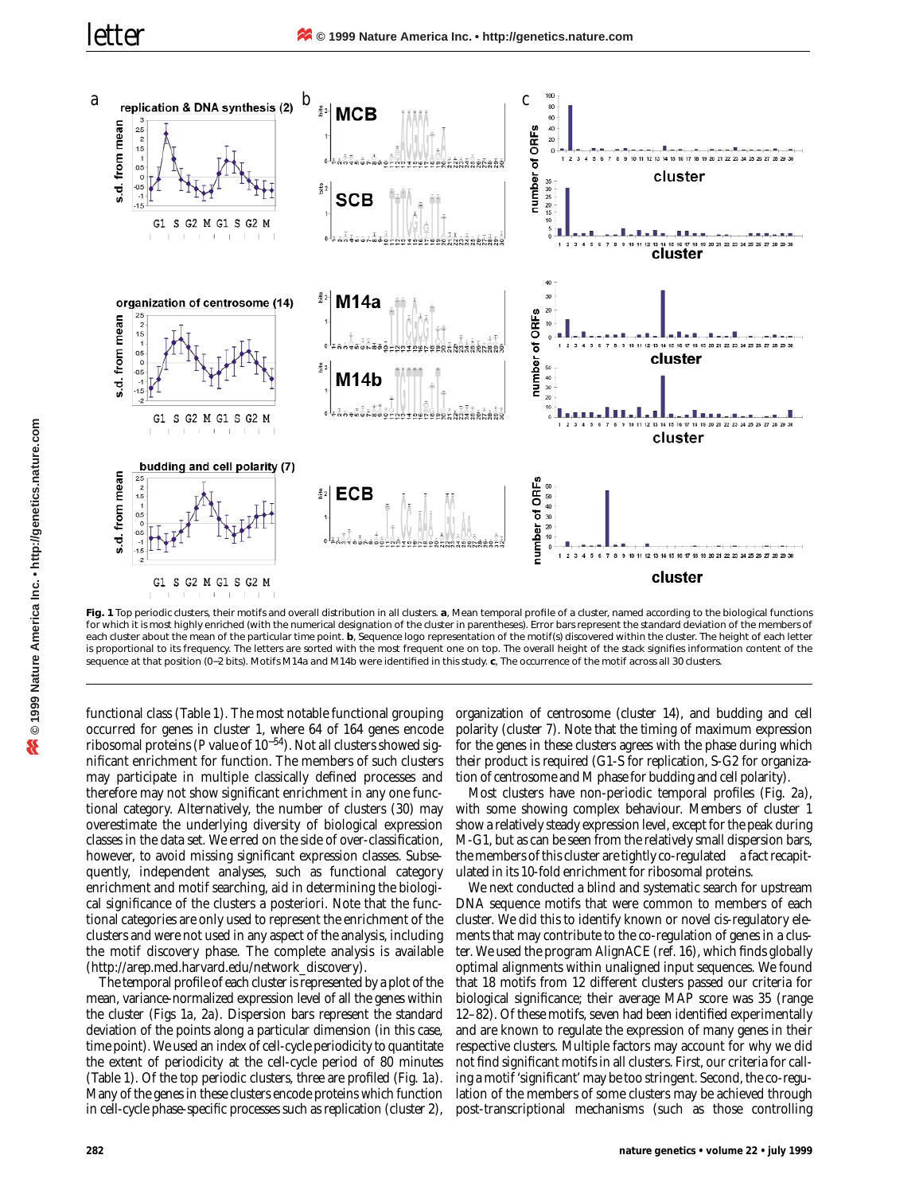**Fig. 1** Top periodic clusters, their motifs and overall distribution in all clusters. **a**, Mean temporal profile of a cluster, named according to the biological functions for which it is most highly enriched (with the numerical designation of the cluster in parentheses). Error bars represent the standard deviation of the members of each cluster about the mean of the particular time point. **b**, Sequence logo representation of the motif(s) discovered within the cluster. The height of each letter is proportional to its frequency. The letters are sorted with the most frequent one on top. The overall height of the stack signifies information content of the sequence at that position (0–2 bits). Motifs M14a and M14b were identified in this study. **c**, The occurrence of the motif across all 30 clusters.

functional class (Table 1). The most notable functional grouping occurred for genes in cluster 1, where 64 of 164 genes encode ribosomal proteins (P value of $10^{-54}$). Not all clusters showed significant enrichment for function. The members of such clusters may participate in multiple classically defined processes and therefore may not show significant enrichment in any one functional category. Alternatively, the number of clusters (30) may overestimate the underlying diversity of biological expression classes in the data set. We erred on the side of over-classification, however, to avoid missing significant expression classes. Subsequently, independent analyses, such as functional category enrichment and motif searching, aid in determining the biological significance of the clusters a posteriori. Note that the functional categories are only used to represent the enrichment of the clusters and were not used in any aspect of the analysis, including the motif discovery phase. The complete analysis is available (http://arep.med.harvard.edu/network_discovery).

The temporal profile of each cluster is represented by a plot of the mean, variance-normalized expression level of all the genes within the cluster (Figs 1a, 2a). Dispersion bars represent the standard deviation of the points along a particular dimension (in this case, time point). We used an index of cell-cycle periodicity to quantitate the extent of periodicity at the cell-cycle period of 80 minutes (Table 1). Of the top periodic clusters, three are profiled (Fig. 1a). Many of the genes in these clusters encode proteins which function in cell-cycle phase-specific processes such as replication (cluster 2), organization of centrosome (cluster 14), and budding and cell polarity (cluster 7). Note that the timing of maximum expression for the genes in these clusters agrees with the phase during which their product is required (G1-S for replication, S-G2 for organization of centrosome and M phase for budding and cell polarity).

Most clusters have non-periodic temporal profiles (Fig. 2a), with some showing complex behaviour. Members of cluster 1 show a relatively steady expression level, except for the peak during M-G1, but as can be seen from the relatively small dispersion bars, the members of this cluster are tightly co-regulated a fact recapitulated in its 10-fold enrichment for ribosomal proteins.

We next conducted a blind and systematic search for upstream DNA sequence motifs that were common to members of each cluster. We did this to identify known or novel cis-regulatory elements that may contribute to the co-regulation of genes in a cluster. We used the program AlignACE (ref. 16), which finds globally optimal alignments within unaligned input sequences. We found that 18 motifs from 12 different clusters passed our criteria for biological significance; their average MAP score was 35 (range 12–82). Of these motifs, seven had been identified experimentally and are known to regulate the expression of many genes in their respective clusters. Multiple factors may account for why we did not find significant motifs in all clusters. First, our criteria for calling a motif 'significant' may be too stringent. Second, the co-regulation of the members of some clusters may be achieved through post-transcriptional mechanisms (such as those controlling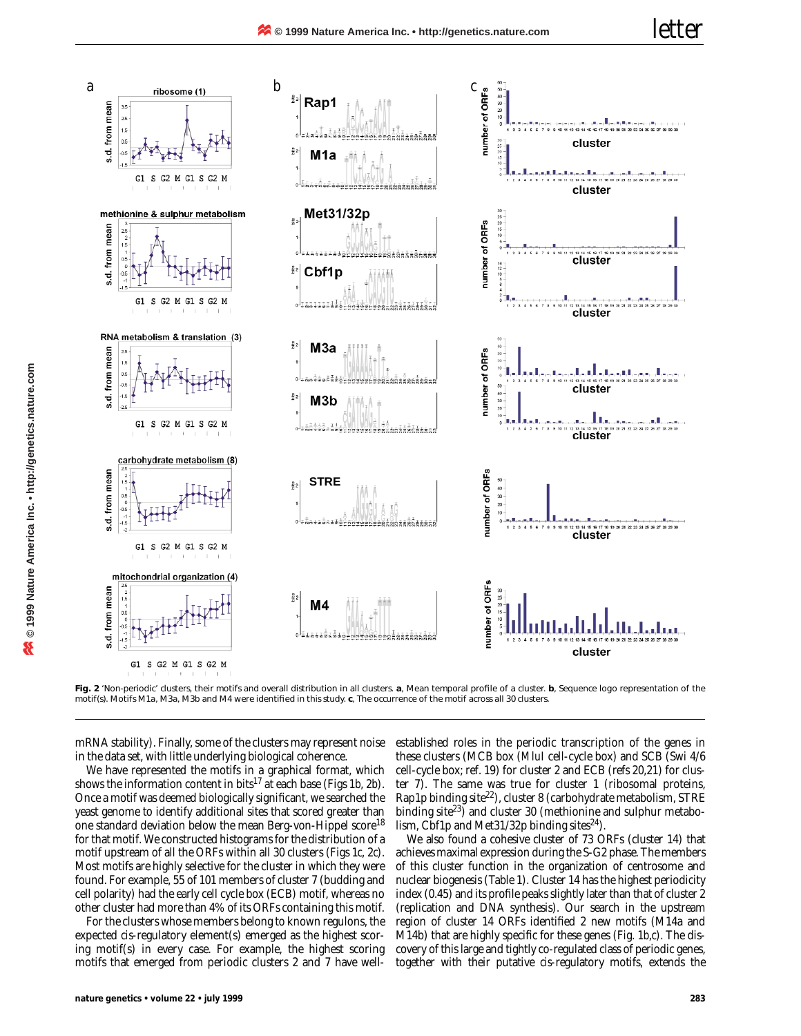**Fig. 2** 'Non-periodic' clusters, their motifs and overall distribution in all clusters. **a**, Mean temporal profile of a cluster. **b**, Sequence logo representation of the motif(s). Motifs M1a, M3a, M3b and M4 were identified in this study. **c**, The occurrence of the motif across all 30 clusters.

mRNA stability). Finally, some of the clusters may represent noise in the data set, with little underlying biological coherence.

We have represented the motifs in a graphical format, which shows the information content in bits[17] at each base (Figs 1b, 2b). Once a motif was deemed biologically significant, we searched the yeast genome to identify additional sites that scored greater than one standard deviation below the mean Berg-von-Hippel score[18] for that motif. We constructed histograms for the distribution of a motif upstream of all the ORFs within all 30 clusters (Figs 1c, 2c). Most motifs are highly selective for the cluster in which they were found. For example, 55 of 101 members of cluster 7 (budding and cell polarity) had the early cell cycle box (ECB) motif, whereas no other cluster had more than 4% of its ORFs containing this motif.

For the clusters whose members belong to known regulons, the expected *cis*-regulatory element(s) emerged as the highest scoring motif(s) in every case. For example, the highest scoring motifs that emerged from periodic clusters 2 and 7 have well-established roles in the periodic transcription of the genes in these clusters (MCB box (*Mlu*I cell-cycle box) and SCB (Swi 4/6 cell-cycle box; ref. 19) for cluster 2 and ECB (refs 20,21) for cluster 7). The same was true for cluster 1 (ribosomal proteins, Rap1p binding site[22]), cluster 8 (carbohydrate metabolism, STRE binding site[23]) and cluster 30 (methionine and sulphur metabolism, Cbf1p and Met31/32p binding sites[24]).

We also found a cohesive cluster of 73 ORFs (cluster 14) that achieves maximal expression during the S-G2 phase. The members of this cluster function in the organization of centrosome and nuclear biogenesis (Table 1). Cluster 14 has the highest periodicity index (0.45) and its profile peaks slightly later than that of cluster 2 (replication and DNA synthesis). Our search in the upstream region of cluster 14 ORFs identified 2 new motifs (M14a and M14b) that are highly specific for these genes (Fig. 1b,c). The discovery of this large and tightly co-regulated class of periodic genes, together with their putative *cis*-regulatory motifs, extends the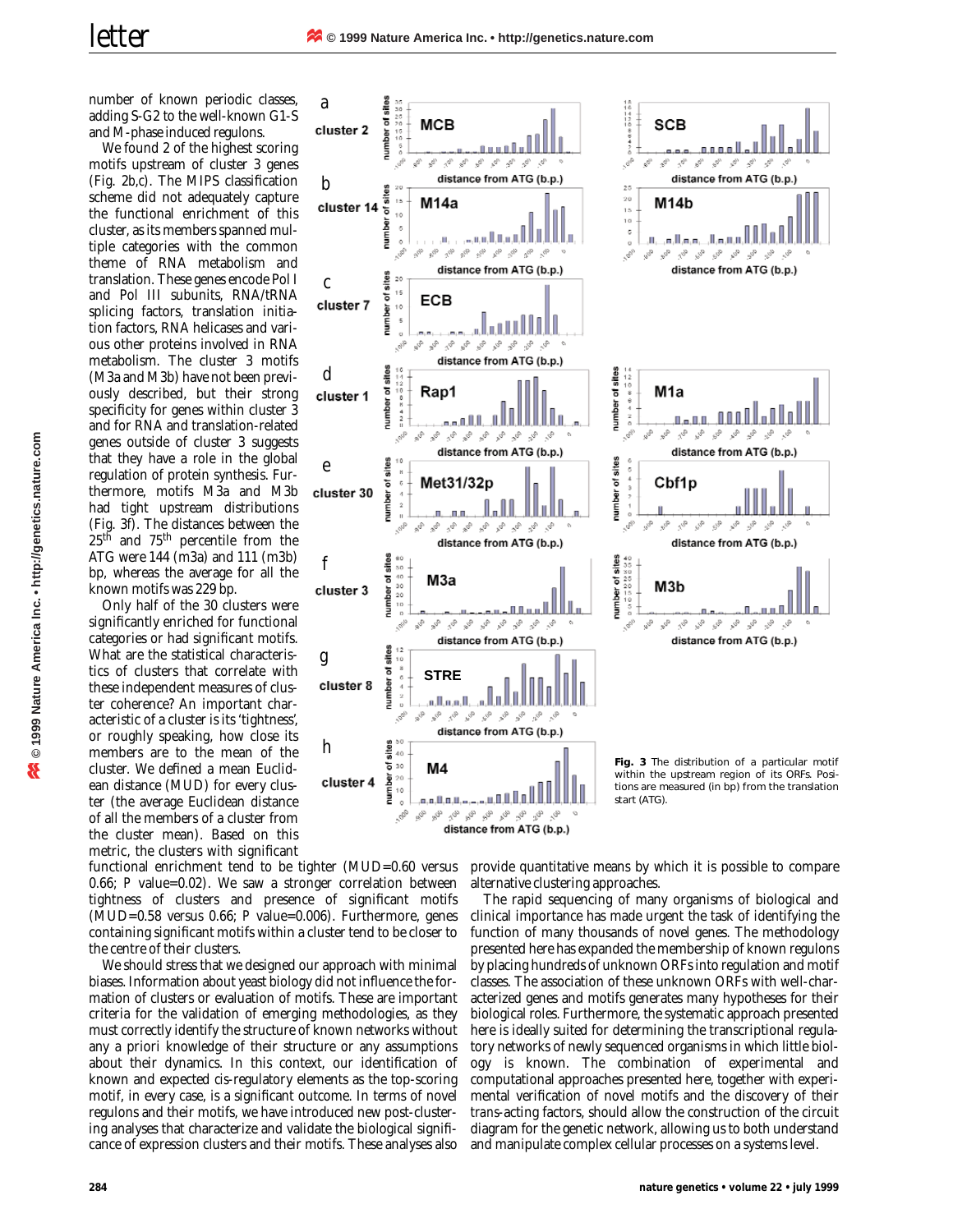number of known periodic classes, adding S-G2 to the well-known G1-S and M-phase induced regulons.

We found 2 of the highest scoring motifs upstream of cluster 3 genes (Fig. 2b,c). The MIPS classification scheme did not adequately capture the functional enrichment of this cluster, as its members spanned multiple categories with the common theme of RNA metabolism and translation. These genes encode Pol I and Pol III subunits, RNA/tRNA splicing factors, translation initiation factors, RNA helicases and various other proteins involved in RNA metabolism. The cluster 3 motifs (M3a and M3b) have not been previously described, but their strong specificity for genes within cluster 3 and for RNA and translation-related genes outside of cluster 3 suggests that they have a role in the global regulation of protein synthesis. Furthermore, motifs M3a and M3b had tight upstream distributions (Fig. 3f). The distances between the 25th and 75th percentile from the ATG were 144 (m3a) and 111 (m3b) bp, whereas the average for all the known motifs was 229 bp.

Only half of the 30 clusters were significantly enriched for functional categories or had significant motifs. What are the statistical characteristics of clusters that correlate with these independent measures of cluster coherence? An important characteristic of a cluster is its 'tightness', or roughly speaking, how close its members are to the mean of the cluster. We defined a mean Euclidean distance (MUD) for every cluster (the average Euclidean distance of all the members of a cluster from the cluster mean). Based on this metric, the clusters with significant functional enrichment tend to be tighter (MUD=0.60 versus 0.66; *P* value=0.02). We saw a stronger correlation between tightness of clusters and presence of significant motifs (MUD=0.58 versus 0.66; *P* value=0.006). Furthermore, genes containing significant motifs within a cluster tend to be closer to the centre of their clusters.

**Fig. 3** The distribution of a particular motif within the upstream region of its ORFs. Positions are measured (in bp) from the translation start (ATG).

We should stress that we designed our approach with minimal biases. Information about yeast biology did not influence the formation of clusters or evaluation of motifs. These are important criteria for the validation of emerging methodologies, as they must correctly identify the structure of known networks without any a priori knowledge of their structure or any assumptions about their dynamics. In this context, our identification of known and expected cis-regulatory elements as the top-scoring motif, in every case, is a significant outcome. In terms of novel regulons and their motifs, we have introduced new post-clustering analyses that characterize and validate the biological significance of expression clusters and their motifs. These analyses also provide quantitative means by which it is possible to compare alternative clustering approaches.

The rapid sequencing of many organisms of biological and clinical importance has made urgent the task of identifying the function of many thousands of novel genes. The methodology presented here has expanded the membership of known regulons by placing hundreds of unknown ORFs into regulation and motif classes. The association of these unknown ORFs with well-characterized genes and motifs generates many hypotheses for their biological roles. Furthermore, the systematic approach presented here is ideally suited for determining the transcriptional regulatory networks of newly sequenced organisms in which little biology is known. The combination of experimental and computational approaches presented here, together with experimental verification of novel motifs and the discovery of their *trans*-acting factors, should allow the construction of the circuit diagram for the genetic network, allowing us to both understand and manipulate complex cellular processes on a systems level.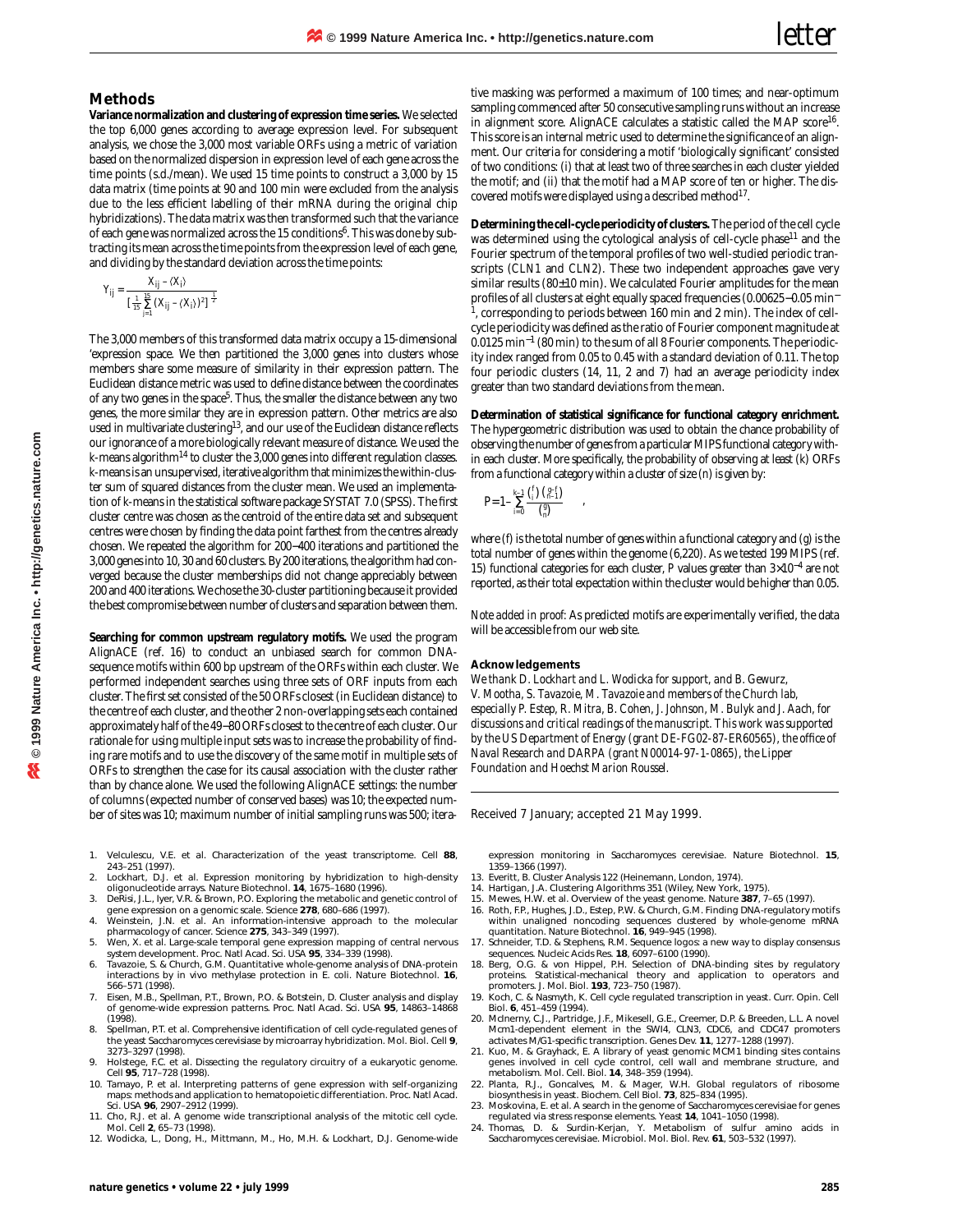## Methods

**Variance normalization and clustering of expression time series.** We selected the top 6,000 genes according to average expression level. For subsequent analysis, we chose the 3,000 most variable ORFs using a metric of variation based on the normalized dispersion in expression level of each gene across the time points (s.d./mean). We used 15 time points to construct a 3,000 by 15 data matrix (time points at 90 and 100 min were excluded from the analysis due to the less efficient labelling of their mRNA during the original chip hybridizations). The data matrix was then transformed such that the variance of each gene was normalized across the 15 conditions[6]. This was done by subtracting its mean across the time points from the expression level of each gene, and dividing by the standard deviation across the time points:

$$Y_{ij} = \frac{X_{ij} - \langle X_i \rangle}{\left[\frac{1}{15}\sum_{j=1}^{15}(X_{ij} - \langle X_i \rangle)^2\right]^{\frac{1}{2}}}$$

The 3,000 members of this transformed data matrix occupy a 15-dimensional 'expression space. We then partitioned the 3,000 genes into clusters whose members share some measure of similarity in their expression pattern. The Euclidean distance metric was used to define distance between the coordinates of any two genes in the space[5]. Thus, the smaller the distance between any two genes, the more similar they are in expression pattern. Other metrics are also used in multivariate clustering[13], and our use of the Euclidean distance reflects our ignorance of a more biologically relevant measure of distance. We used the *k*-means algorithm[14] to cluster the 3,000 genes into different regulation classes. *k*-means is an unsupervised, iterative algorithm that minimizes the within-cluster sum of squared distances from the cluster mean. We used an implementation of *k*-means in the statistical software package SYSTAT 7.0 (SPSS). The first cluster centre was chosen as the centroid of the entire data set and subsequent centres were chosen by finding the data point farthest from the centres already chosen. We repeated the algorithm for 200–400 iterations and partitioned the 3,000 genes into 10, 30 and 60 clusters. By 200 iterations, the algorithm had converged because the cluster memberships did not change appreciably between 200 and 400 iterations. We chose the 30-cluster partitioning because it provided the best compromise between number of clusters and separation between them.

**Searching for common upstream regulatory motifs.** We used the program AlignACE (ref. 16) to conduct an unbiased search for common DNA-sequence motifs within 600 bp upstream of the ORFs within each cluster. We performed independent searches using three sets of ORF inputs from each cluster. The first set consisted of the 50 ORFs closest (in Euclidean distance) to the centre of each cluster, and the other 2 non-overlapping sets each contained approximately half of the 49–80 ORFs closest to the centre of each cluster. Our rationale for using multiple input sets was to increase the probability of finding rare motifs and to use the discovery of the same motif in multiple sets of ORFs to strengthen the case for its causal association with the cluster rather than by chance alone. We used the following AlignACE settings: the number of columns (expected number of conserved bases) was 10; the expected number of sites was 10; maximum number of initial sampling runs was 500; iterative masking was performed a maximum of 100 times; and near-optimum sampling commenced after 50 consecutive sampling runs without an increase in alignment score. AlignACE calculates a statistic called the MAP score[16]. This score is an internal metric used to determine the significance of an alignment. Our criteria for considering a motif 'biologically significant' consisted of two conditions: (i) that at least two of three searches in each cluster yielded the motif; and (ii) that the motif had a MAP score of ten or higher. The discovered motifs were displayed using a described method[17].

**Determining the cell-cycle periodicity of clusters.** The period of the cell cycle was determined using the cytological analysis of cell-cycle phase[11] and the Fourier spectrum of the temporal profiles of two well-studied periodic transcripts (*CLN1* and *CLN2*). These two independent approaches gave very similar results (80±10 min). We calculated Fourier amplitudes for the mean profiles of all clusters at eight equally spaced frequencies (0.00625–0.05 min$^{-1}$, corresponding to periods between 160 min and 2 min). The index of cell-cycle periodicity was defined as the ratio of Fourier component magnitude at 0.0125 min$^{-1}$ (80 min) to the sum of all 8 Fourier components. The periodicity index ranged from 0.05 to 0.45 with a standard deviation of 0.11. The top four periodic clusters (14, 11, 2 and 7) had an average periodicity index greater than two standard deviations from the mean.

**Determination of statistical significance for functional category enrichment.** The hypergeometric distribution was used to obtain the chance probability of observing the number of genes from a particular MIPS functional category within each cluster. More specifically, the probability of observing at least ($k$) ORFs from a functional category within a cluster of size ($n$) is given by:

$$P = 1 - \sum_{i=0}^{k-1} \frac{\binom{f}{i}\binom{g-f}{n-i}}{\binom{g}{n}},$$

where ($f$) is the total number of genes within a functional category and ($g$) is the total number of genes within the genome (6,220). As we tested 199 MIPS (ref. 15) functional categories for each cluster, *P* values greater than $3 \times 10^{-4}$ are not reported, as their total expectation within the cluster would be higher than 0.05.

*Note added in proof*: As predicted motifs are experimentally verified, the data will be accessible from our web site.

### Acknowledgements

*We thank D. Lockhart and L. Wodicka for support, and B. Gewurz, V. Mootha, S. Tavazoie, M. Tavazoie and members of the Church lab, especially P. Estep, R. Mitra, B. Cohen, J. Johnson, M. Bulyk and J. Aach, for discussions and critical readings of the manuscript. This work was supported by the US Department of Energy (grant DE-FG02-87-ER60565), the office of Naval Research and DARPA (grant N00014-97-1-0865), the Lipper Foundation and Hoechst Marion Roussel.*

Received 7 January; accepted 21 May 1999.

1. Velculescu, V.E. et al. Characterization of the yeast transcriptome. *Cell* **88**, 243–251 (1997).
2. Lockhart, D.J. et al. Expression monitoring by hybridization to high-density oligonucleotide arrays. *Nature Biotechnol.* **14**, 1675–1680 (1996).
3. DeRisi, J.L., Iyer, V.R. & Brown, P.O. Exploring the metabolic and genetic control of gene expression on a genomic scale. *Science* **278**, 680–686 (1997).
4. Weinstein, J.N. et al. An information-intensive approach to the molecular pharmacology of cancer. *Science* **275**, 343–349 (1997).
5. Wen, X. et al. Large-scale temporal gene expression mapping of central nervous system development. *Proc. Natl Acad. Sci. USA* **95**, 334–339 (1998).
6. Tavazoie, S. & Church, G.M. Quantitative whole-genome analysis of DNA-protein interactions by in vivo methylase protection in E. coli. *Nature Biotechnol.* **16**, 566–571 (1998).
7. Eisen, M.B., Spellman, P.T., Brown, P.O. & Botstein, D. Cluster analysis and display of genome-wide expression patterns. *Proc. Natl Acad. Sci. USA* **95**, 14863–14868 (1998).
8. Spellman, P.T. et al. Comprehensive identification of cell cycle-regulated genes of the yeast Saccharomyces cerevisiae by microarray hybridization. *Mol. Biol. Cell* **9**, 3273–3297 (1998).
9. Holstege, F.C. et al. Dissecting the regulatory circuitry of a eukaryotic genome. *Cell* **95**, 717–728 (1998).
10. Tamayo, P. et al. Interpreting patterns of gene expression with self-organizing maps: methods and application to hematopoietic differentiation. *Proc. Natl Acad. Sci. USA* **96**, 2907–2912 (1999).
11. Cho, R.J. et al. A genome wide transcriptional analysis of the mitotic cell cycle. *Mol. Cell* **2**, 65–73 (1998).
12. Wodicka, L., Dong, H., Mittmann, M., Ho, M.H. & Lockhart, D.J. Genome-wide expression monitoring in Saccharomyces cerevisiae. *Nature Biotechnol.* **15**, 1359–1366 (1997).
13. Everitt, B. *Cluster Analysis* 122 (Heinemann, London, 1974).
14. Hartigan, J.A. *Clustering Algorithms* 351 (Wiley, New York, 1975).
15. Mewes, H.W. et al. Overview of the yeast genome. *Nature* **387**, 7–65 (1997).
16. Roth, F.P., Hughes, J.D., Estep, P.W. & Church, G.M. Finding DNA-regulatory motifs within unaligned noncoding sequences clustered by whole-genome mRNA quantitation. *Nature Biotechnol.* **16**, 949–945 (1998).
17. Schneider, T.D. & Stephens, R.M. Sequence logos: a new way to display consensus sequences. *Nucleic Acids Res.* **18**, 6097–6100 (1990).
18. Berg, O.G. & von Hippel, P.H. Selection of DNA-binding sites by regulatory proteins. Statistical-mechanical theory and application to operators and promoters. *J. Mol. Biol.* **193**, 723–750 (1987).
19. Koch, C. & Nasmyth, K. Cell cycle regulated transcription in yeast. *Curr. Opin. Cell Biol.* **6**, 451–459 (1994).
20. McInerny, C.J., Partridge, J.F., Mikesell, G.E., Creemer, D.P. & Breeden, L.L. A novel Mcm1-dependent element in the SWI4, CLN3, CDC6, and CDC47 promoters activates M/G1-specific transcription. *Genes Dev.* **11**, 1277–1288 (1997).
21. Kuo, M. & Grayhack, E. A library of yeast genomic MCM1 binding sites contains genes involved in cell cycle control, cell wall and membrane structure, and metabolism. *Mol. Cell. Biol.* **14**, 348–359 (1994).
22. Planta, R.J., Goncalves, M. & Mager, W.H. Global regulators of ribosome biosynthesis in yeast. *Biochem. Cell Biol.* **73**, 825–834 (1995).
23. Moskovina, E. et al. A search in the genome of Saccharomyces cerevisiae for genes regulated via stress response elements. *Yeast* **14**, 1041–1050 (1998).
24. Thomas, D. & Surdin-Kerjan, Y. Metabolism of sulfur amino acids in Saccharomyces cerevisiae. *Microbiol. Mol. Biol. Rev.* **61**, 503–532 (1997).